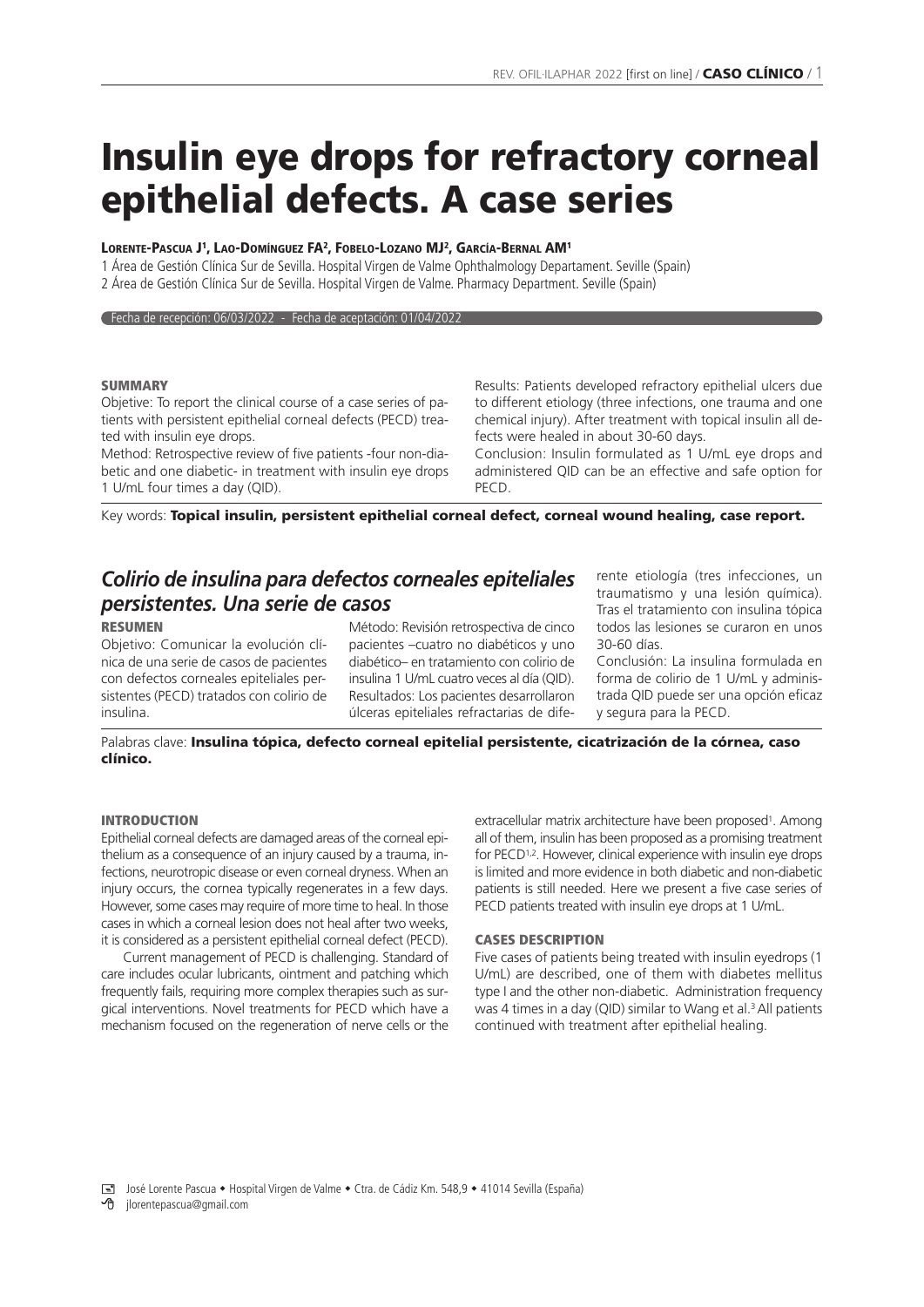# Insulin eye drops for refractory corneal epithelial defects. A case series

**Lorente-Pascua J[1], Lao-Domínguez FA[2], Fobelo-Lozano MJ[2], García-Bernal AM[1]**

1 Área de Gestión Clínica Sur de Sevilla. Hospital Virgen de Valme Ophthalmology Departament. Seville (Spain)
2 Área de Gestión Clínica Sur de Sevilla. Hospital Virgen de Valme. Pharmacy Department. Seville (Spain)

Fecha de recepción: 06/03/2022 - Fecha de aceptación: 01/04/2022

## SUMMARY

Objetive: To report the clinical course of a case series of patients with persistent epithelial corneal defects (PECD) treated with insulin eye drops.

Method: Retrospective review of five patients -four non-diabetic and one diabetic- in treatment with insulin eye drops 1 U/mL four times a day (QID).

Results: Patients developed refractory epithelial ulcers due to different etiology (three infections, one trauma and one chemical injury). After treatment with topical insulin all defects were healed in about 30-60 days.

Conclusion: Insulin formulated as 1 U/mL eye drops and administered QID can be an effective and safe option for PECD.

Key words: **Topical insulin, persistent epithelial corneal defect, corneal wound healing, case report.**

## *Colirio de insulina para defectos corneales epiteliales persistentes. Una serie de casos*

### RESUMEN

Objetivo: Comunicar la evolución clínica de una serie de casos de pacientes con defectos corneales epiteliales persistentes (PECD) tratados con colirio de insulina.

Método: Revisión retrospectiva de cinco pacientes –cuatro no diabéticos y uno diabético– en tratamiento con colirio de insulina 1 U/mL cuatro veces al día (QID).

Resultados: Los pacientes desarrollaron úlceras epiteliales refractarias de diferente etiología (tres infecciones, un traumatismo y una lesión química). Tras el tratamiento con insulina tópica todos las lesiones se curaron en unos 30-60 días.

Conclusión: La insulina formulada en forma de colirio de 1 U/mL y administrada QID puede ser una opción eficaz y segura para la PECD.

Palabras clave: **Insulina tópica, defecto corneal epitelial persistente, cicatrización de la córnea, caso clínico.**

## INTRODUCTION

Epithelial corneal defects are damaged areas of the corneal epithelium as a consequence of an injury caused by a trauma, infections, neurotropic disease or even corneal dryness. When an injury occurs, the cornea typically regenerates in a few days. However, some cases may require of more time to heal. In those cases in which a corneal lesion does not heal after two weeks, it is considered as a persistent epithelial corneal defect (PECD).

Current management of PECD is challenging. Standard of care includes ocular lubricants, ointment and patching which frequently fails, requiring more complex therapies such as surgical interventions. Novel treatments for PECD which have a mechanism focused on the regeneration of nerve cells or the extracellular matrix architecture have been proposed[1]. Among all of them, insulin has been proposed as a promising treatment for PECD[1,2]. However, clinical experience with insulin eye drops is limited and more evidence in both diabetic and non-diabetic patients is still needed. Here we present a five case series of PECD patients treated with insulin eye drops at 1 U/mL.

## CASES DESCRIPTION

Five cases of patients being treated with insulin eyedrops (1 U/mL) are described, one of them with diabetes mellitus type I and the other non-diabetic. Administration frequency was 4 times in a day (QID) similar to Wang et al.[3] All patients continued with treatment after epithelial healing.

José Lorente Pascua • Hospital Virgen de Valme • Ctra. de Cádiz Km. 548,9 • 41014 Sevilla (España)
jlorentepascua@gmail.com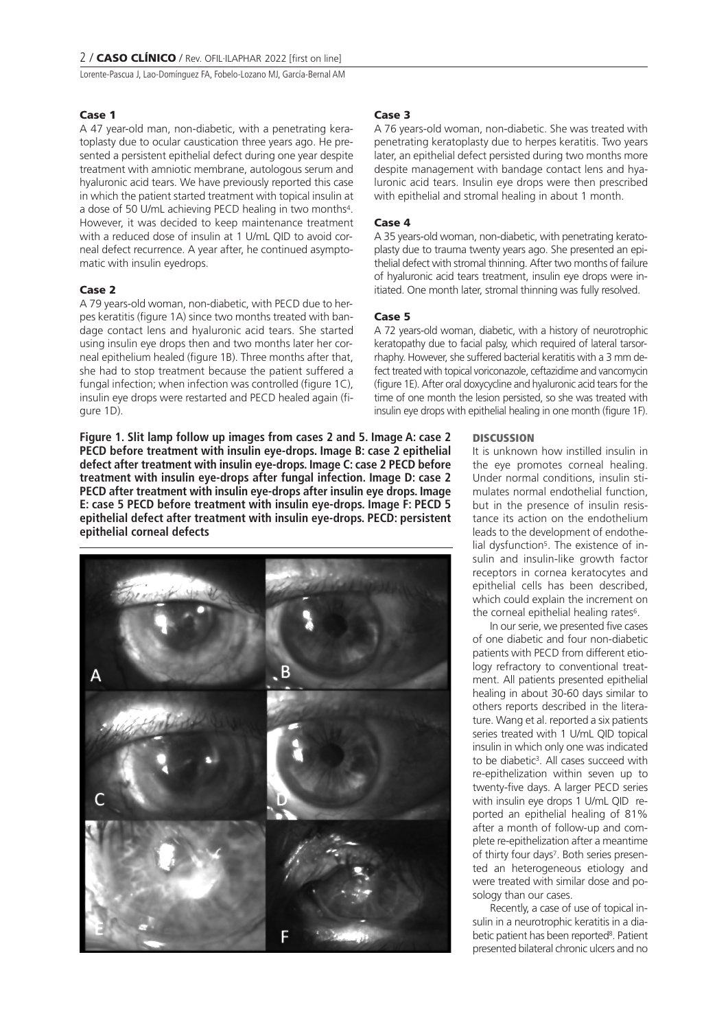### Case 1

A 47 year-old man, non-diabetic, with a penetrating keratoplasty due to ocular caustication three years ago. He presented a persistent epithelial defect during one year despite treatment with amniotic membrane, autologous serum and hyaluronic acid tears. We have previously reported this case in which the patient started treatment with topical insulin at a dose of 50 U/mL achieving PECD healing in two months[4]. However, it was decided to keep maintenance treatment with a reduced dose of insulin at 1 U/mL QID to avoid corneal defect recurrence. A year after, he continued asymptomatic with insulin eyedrops.

### Case 2

A 79 years-old woman, non-diabetic, with PECD due to herpes keratitis (figure 1A) since two months treated with bandage contact lens and hyaluronic acid tears. She started using insulin eye drops then and two months later her corneal epithelium healed (figure 1B). Three months after that, she had to stop treatment because the patient suffered a fungal infection; when infection was controlled (figure 1C), insulin eye drops were restarted and PECD healed again (figure 1D).

**Figure 1. Slit lamp follow up images from cases 2 and 5. Image A: case 2 PECD before treatment with insulin eye-drops. Image B: case 2 epithelial defect after treatment with insulin eye-drops. Image C: case 2 PECD before treatment with insulin eye-drops after fungal infection. Image D: case 2 PECD after treatment with insulin eye-drops after insulin eye drops. Image E: case 5 PECD before treatment with insulin eye-drops. Image F: PECD 5 epithelial defect after treatment with insulin eye-drops. PECD: persistent epithelial corneal defects**

### Case 3

A 76 years-old woman, non-diabetic. She was treated with penetrating keratoplasty due to herpes keratitis. Two years later, an epithelial defect persisted during two months more despite management with bandage contact lens and hyaluronic acid tears. Insulin eye drops were then prescribed with epithelial and stromal healing in about 1 month.

### Case 4

A 35 years-old woman, non-diabetic, with penetrating keratoplasty due to trauma twenty years ago. She presented an epithelial defect with stromal thinning. After two months of failure of hyaluronic acid tears treatment, insulin eye drops were initiated. One month later, stromal thinning was fully resolved.

### Case 5

A 72 years-old woman, diabetic, with a history of neurotrophic keratopathy due to facial palsy, which required of lateral tarsorrhaphy. However, she suffered bacterial keratitis with a 3 mm defect treated with topical voriconazole, ceftazidime and vancomycin (figure 1E). After oral doxycycline and hyaluronic acid tears for the time of one month the lesion persisted, so she was treated with insulin eye drops with epithelial healing in one month (figure 1F).

## DISCUSSION

It is unknown how instilled insulin in the eye promotes corneal healing. Under normal conditions, insulin stimulates normal endothelial function, but in the presence of insulin resistance its action on the endothelium leads to the development of endothelial dysfunction[5]. The existence of insulin and insulin-like growth factor receptors in cornea keratocytes and epithelial cells has been described, which could explain the increment on the corneal epithelial healing rates[6].

In our serie, we presented five cases of one diabetic and four non-diabetic patients with PECD from different etiology refractory to conventional treatment. All patients presented epithelial healing in about 30-60 days similar to others reports described in the literature. Wang et al. reported a six patients series treated with 1 U/mL QID topical insulin in which only one was indicated to be diabetic[3]. All cases succeed with re-epithelization within seven up to twenty-five days. A larger PECD series with insulin eye drops 1 U/mL QID reported an epithelial healing of 81% after a month of follow-up and complete re-epithelization after a meantime of thirty four days[7]. Both series presented an heterogeneous etiology and were treated with similar dose and posology than our cases.

Recently, a case of use of topical insulin in a neurotrophic keratitis in a diabetic patient has been reported[8]. Patient presented bilateral chronic ulcers and no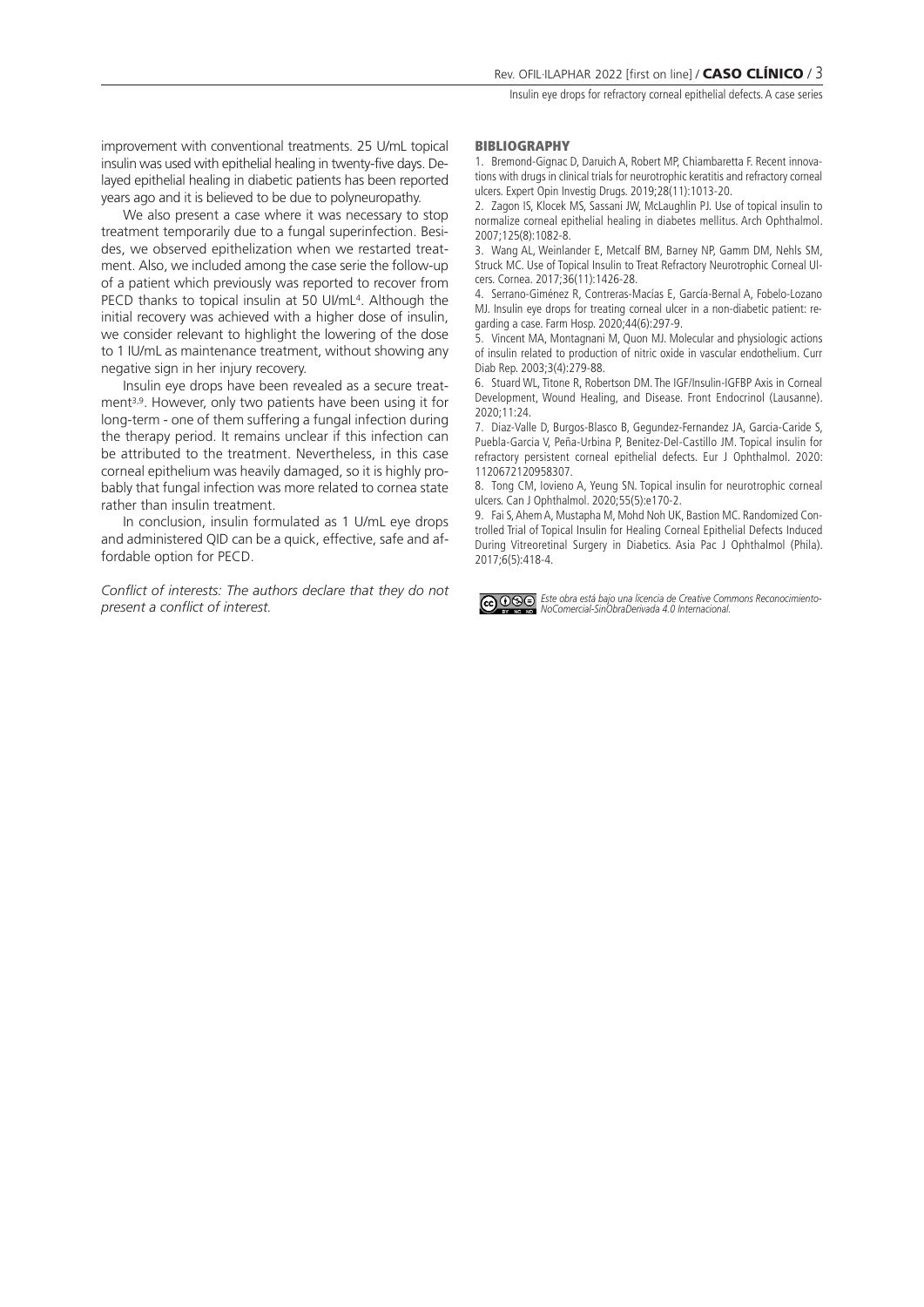improvement with conventional treatments. 25 U/mL topical insulin was used with epithelial healing in twenty-five days. Delayed epithelial healing in diabetic patients has been reported years ago and it is believed to be due to polyneuropathy.

We also present a case where it was necessary to stop treatment temporarily due to a fungal superinfection. Besides, we observed epithelization when we restarted treatment. Also, we included among the case serie the follow-up of a patient which previously was reported to recover from PECD thanks to topical insulin at 50 UI/mL[4]. Although the initial recovery was achieved with a higher dose of insulin, we consider relevant to highlight the lowering of the dose to 1 IU/mL as maintenance treatment, without showing any negative sign in her injury recovery.

Insulin eye drops have been revealed as a secure treatment[3,9]. However, only two patients have been using it for long-term - one of them suffering a fungal infection during the therapy period. It remains unclear if this infection can be attributed to the treatment. Nevertheless, in this case corneal epithelium was heavily damaged, so it is highly probably that fungal infection was more related to cornea state rather than insulin treatment.

In conclusion, insulin formulated as 1 U/mL eye drops and administered QID can be a quick, effective, safe and affordable option for PECD.

*Conflict of interests: The authors declare that they do not present a conflict of interest.*

## BIBLIOGRAPHY

1. Bremond-Gignac D, Daruich A, Robert MP, Chiambaretta F. Recent innovations with drugs in clinical trials for neurotrophic keratitis and refractory corneal ulcers. Expert Opin Investig Drugs. 2019;28(11):1013-20.
2. Zagon IS, Klocek MS, Sassani JW, McLaughlin PJ. Use of topical insulin to normalize corneal epithelial healing in diabetes mellitus. Arch Ophthalmol. 2007;125(8):1082-8.
3. Wang AL, Weinlander E, Metcalf BM, Barney NP, Gamm DM, Nehls SM, Struck MC. Use of Topical Insulin to Treat Refractory Neurotrophic Corneal Ulcers. Cornea. 2017;36(11):1426-28.
4. Serrano-Giménez R, Contreras-Macías E, García-Bernal A, Fobelo-Lozano MJ. Insulin eye drops for treating corneal ulcer in a non-diabetic patient: regarding a case. Farm Hosp. 2020;44(6):297-9.
5. Vincent MA, Montagnani M, Quon MJ. Molecular and physiologic actions of insulin related to production of nitric oxide in vascular endothelium. Curr Diab Rep. 2003;3(4):279-88.
6. Stuard WL, Titone R, Robertson DM. The IGF/Insulin-IGFBP Axis in Corneal Development, Wound Healing, and Disease. Front Endocrinol (Lausanne). 2020;11:24.
7. Diaz-Valle D, Burgos-Blasco B, Gegundez-Fernandez JA, Garcia-Caride S, Puebla-Garcia V, Peña-Urbina P, Benitez-Del-Castillo JM. Topical insulin for refractory persistent corneal epithelial defects. Eur J Ophthalmol. 2020: 1120672120958307.
8. Tong CM, Iovieno A, Yeung SN. Topical insulin for neurotrophic corneal ulcers. Can J Ophthalmol. 2020;55(5):e170-2.
9. Fai S, Ahem A, Mustapha M, Mohd Noh UK, Bastion MC. Randomized Controlled Trial of Topical Insulin for Healing Corneal Epithelial Defects Induced During Vitreoretinal Surgery in Diabetics. Asia Pac J Ophthalmol (Phila). 2017;6(5):418-4.

*Este obra está bajo una licencia de Creative Commons Reconocimiento-NoComercial-SinObraDerivada 4.0 Internacional.*